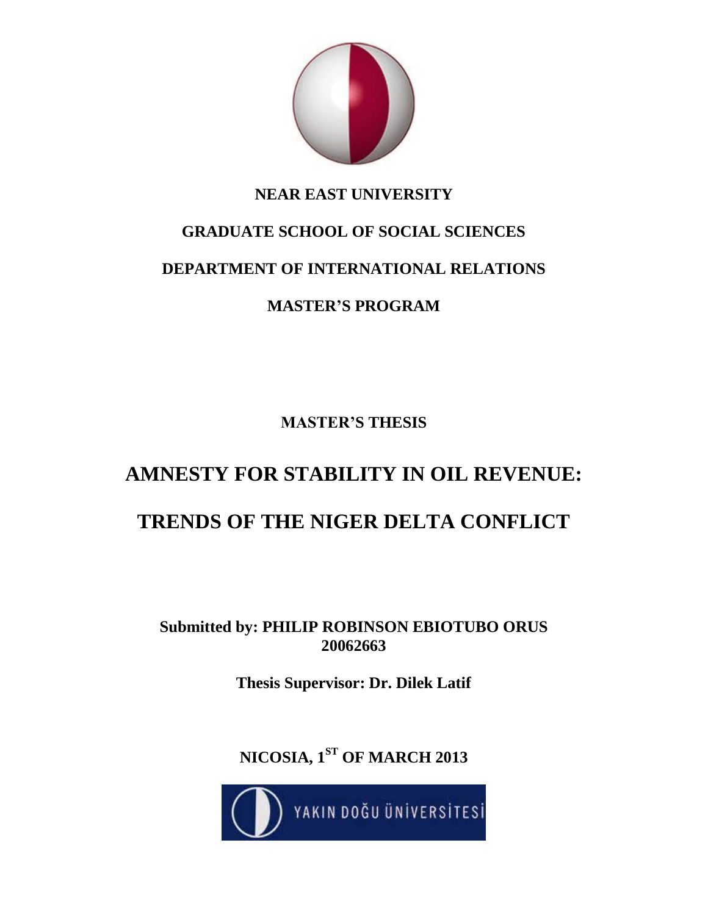**NEAR EAST UNIVERSITY**

**GRADUATE SCHOOL OF SOCIAL SCIENCES**

**DEPARTMENT OF INTERNATIONAL RELATIONS**

**MASTER'S PROGRAM**

**MASTER'S THESIS**

# AMNESTY FOR STABILITY IN OIL REVENUE:

# TRENDS OF THE NIGER DELTA CONFLICT

**Submitted by: PHILIP ROBINSON EBIOTUBO ORUS**
**20062663**

**Thesis Supervisor: Dr. Dilek Latif**

**NICOSIA, 1ST OF MARCH 2013**

YAKIN DOĞU ÜNİVERSİTESİ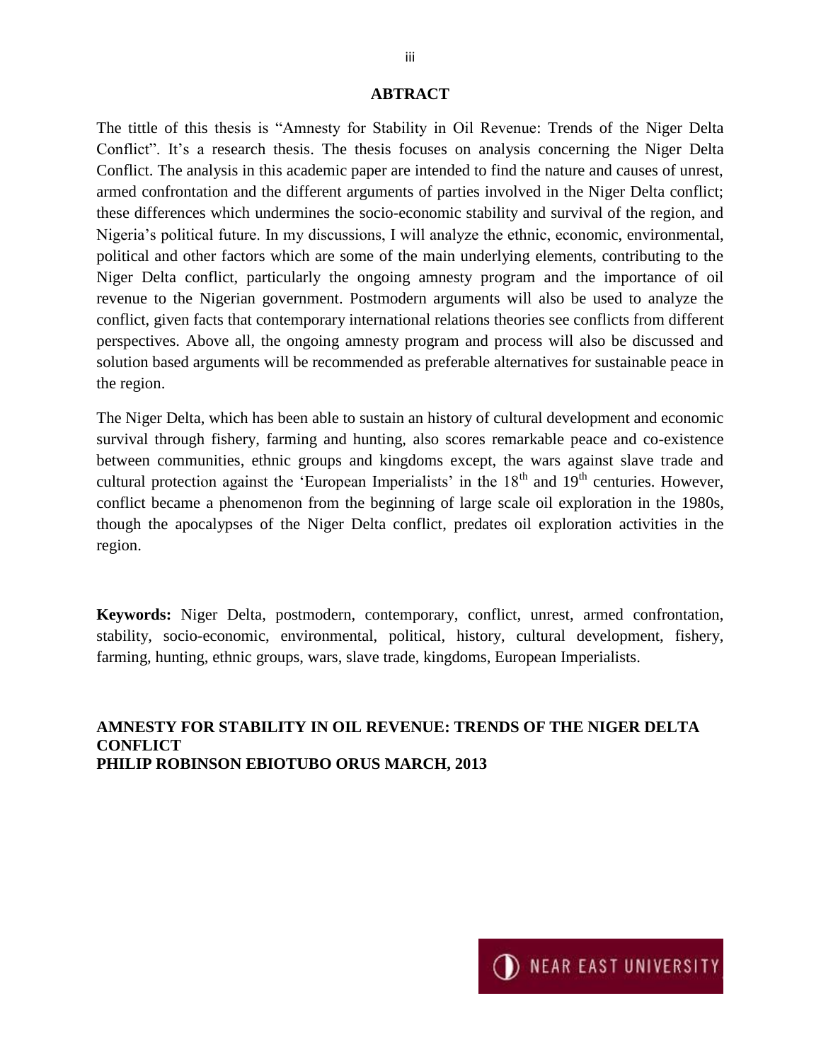## ABTRACT

The tittle of this thesis is "Amnesty for Stability in Oil Revenue: Trends of the Niger Delta Conflict". It's a research thesis. The thesis focuses on analysis concerning the Niger Delta Conflict. The analysis in this academic paper are intended to find the nature and causes of unrest, armed confrontation and the different arguments of parties involved in the Niger Delta conflict; these differences which undermines the socio-economic stability and survival of the region, and Nigeria's political future. In my discussions, I will analyze the ethnic, economic, environmental, political and other factors which are some of the main underlying elements, contributing to the Niger Delta conflict, particularly the ongoing amnesty program and the importance of oil revenue to the Nigerian government. Postmodern arguments will also be used to analyze the conflict, given facts that contemporary international relations theories see conflicts from different perspectives. Above all, the ongoing amnesty program and process will also be discussed and solution based arguments will be recommended as preferable alternatives for sustainable peace in the region.

The Niger Delta, which has been able to sustain an history of cultural development and economic survival through fishery, farming and hunting, also scores remarkable peace and co-existence between communities, ethnic groups and kingdoms except, the wars against slave trade and cultural protection against the 'European Imperialists' in the 18th and 19th centuries. However, conflict became a phenomenon from the beginning of large scale oil exploration in the 1980s, though the apocalypses of the Niger Delta conflict, predates oil exploration activities in the region.

**Keywords:** Niger Delta, postmodern, contemporary, conflict, unrest, armed confrontation, stability, socio-economic, environmental, political, history, cultural development, fishery, farming, hunting, ethnic groups, wars, slave trade, kingdoms, European Imperialists.

**AMNESTY FOR STABILITY IN OIL REVENUE: TRENDS OF THE NIGER DELTA CONFLICT**
**PHILIP ROBINSON EBIOTUBO ORUS MARCH, 2013**

NEAR EAST UNIVERSITY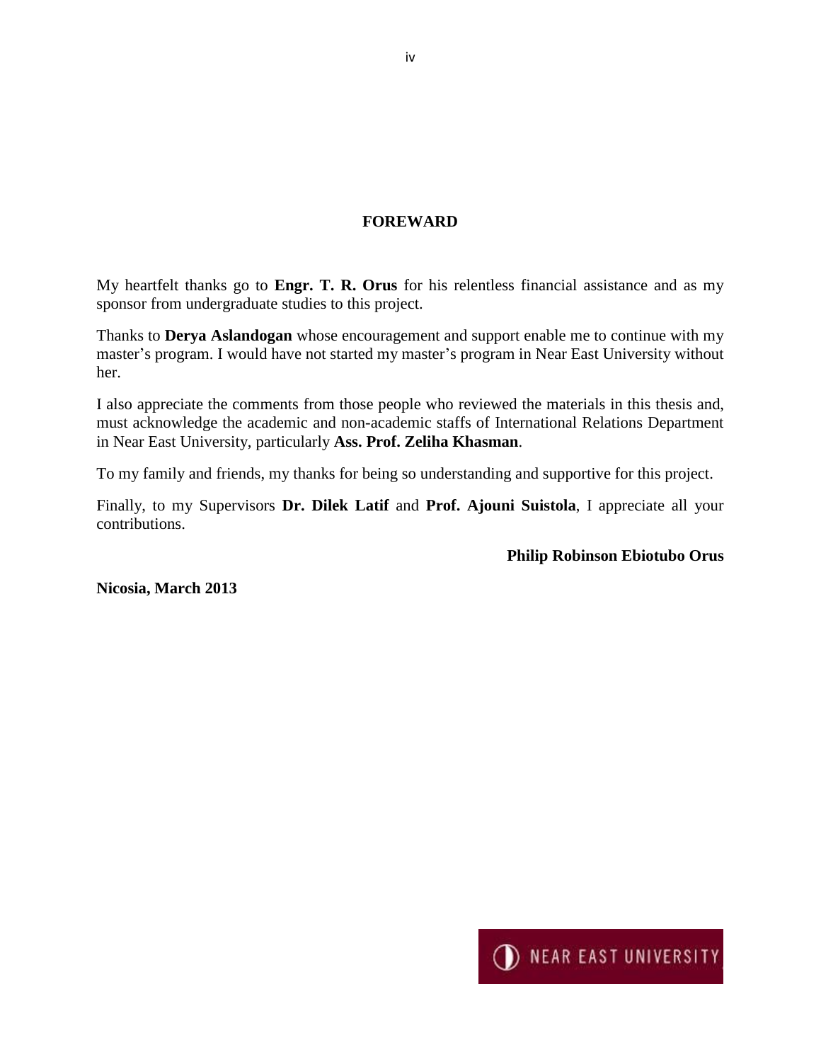# FOREWARD

My heartfelt thanks go to **Engr. T. R. Orus** for his relentless financial assistance and as my sponsor from undergraduate studies to this project.

Thanks to **Derya Aslandogan** whose encouragement and support enable me to continue with my master's program. I would have not started my master's program in Near East University without her.

I also appreciate the comments from those people who reviewed the materials in this thesis and, must acknowledge the academic and non-academic staffs of International Relations Department in Near East University, particularly **Ass. Prof. Zeliha Khasman**.

To my family and friends, my thanks for being so understanding and supportive for this project.

Finally, to my Supervisors **Dr. Dilek Latif** and **Prof. Ajouni Suistola**, I appreciate all your contributions.

**Philip Robinson Ebiotubo Orus**

**Nicosia, March 2013**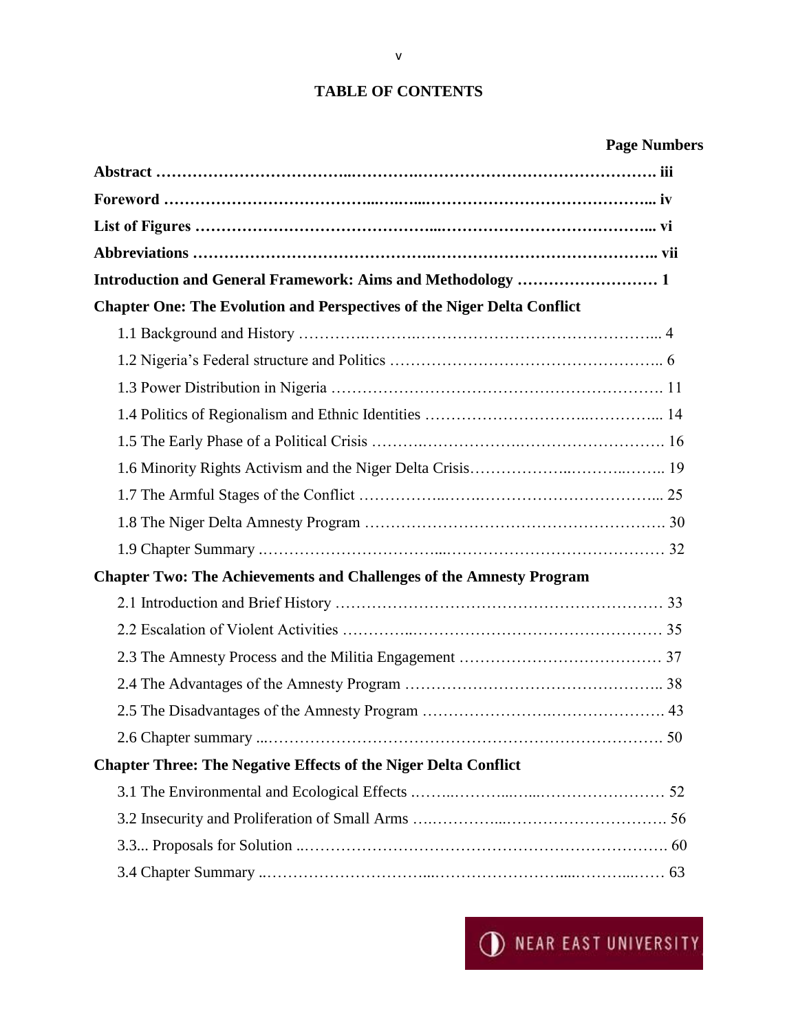# TABLE OF CONTENTS

**Page Numbers**

**Abstract ………………………………..……….……………………………………. iii**

**Foreword ………………………………...….…...…………………………………... iv**

**List of Figures ……………………………………...…………………………………... vi**

**Abbreviations …………………………………….……………………………………. vii**

**Introduction and General Framework: Aims and Methodology ……………………… 1**

**Chapter One: The Evolution and Perspectives of the Niger Delta Conflict**

1.1 Background and History ……….……..………………………………………... 4

1.2 Nigeria's Federal structure and Politics …………………………………………….. 6

1.3 Power Distribution in Nigeria ………………………………………………………. 11

1.4 Politics of Regionalism and Ethnic Identities ………………………..…………... 14

1.5 The Early Phase of a Political Crisis ……….…………….………………………. 16

1.6 Minority Rights Activism and the Niger Delta Crisis………………..………..…….. 19

1.7 The Armful Stages of the Conflict ……………..…….……………………………... 25

1.8 The Niger Delta Amnesty Program ………………………………………………. 30

1.9 Chapter Summary .…………………………...…………………………………… 32

**Chapter Two: The Achievements and Challenges of the Amnesty Program**

2.1 Introduction and Brief History ……………………………………….……………… 33

2.2 Escalation of Violent Activities …………..………………………………………… 35

2.3 The Amnesty Process and the Militia Engagement ………………………………… 37

2.4 The Advantages of the Amnesty Program ……………………………………….. 38

2.5 The Disadvantages of the Amnesty Program …………………….…………………. 43

2.6 Chapter summary ...………………….…………………………….………………. 50

**Chapter Three: The Negative Effects of the Niger Delta Conflict**

3.1 The Environmental and Ecological Effects .……..………...…...…………………… 52

3.2 Insecurity and Proliferation of Small Arms ….…………...…………………………. 56

3.3... Proposals for Solution ..…………………………………………………………. 60

3.4 Chapter Summary ..…………………………...……………………....………...…. 63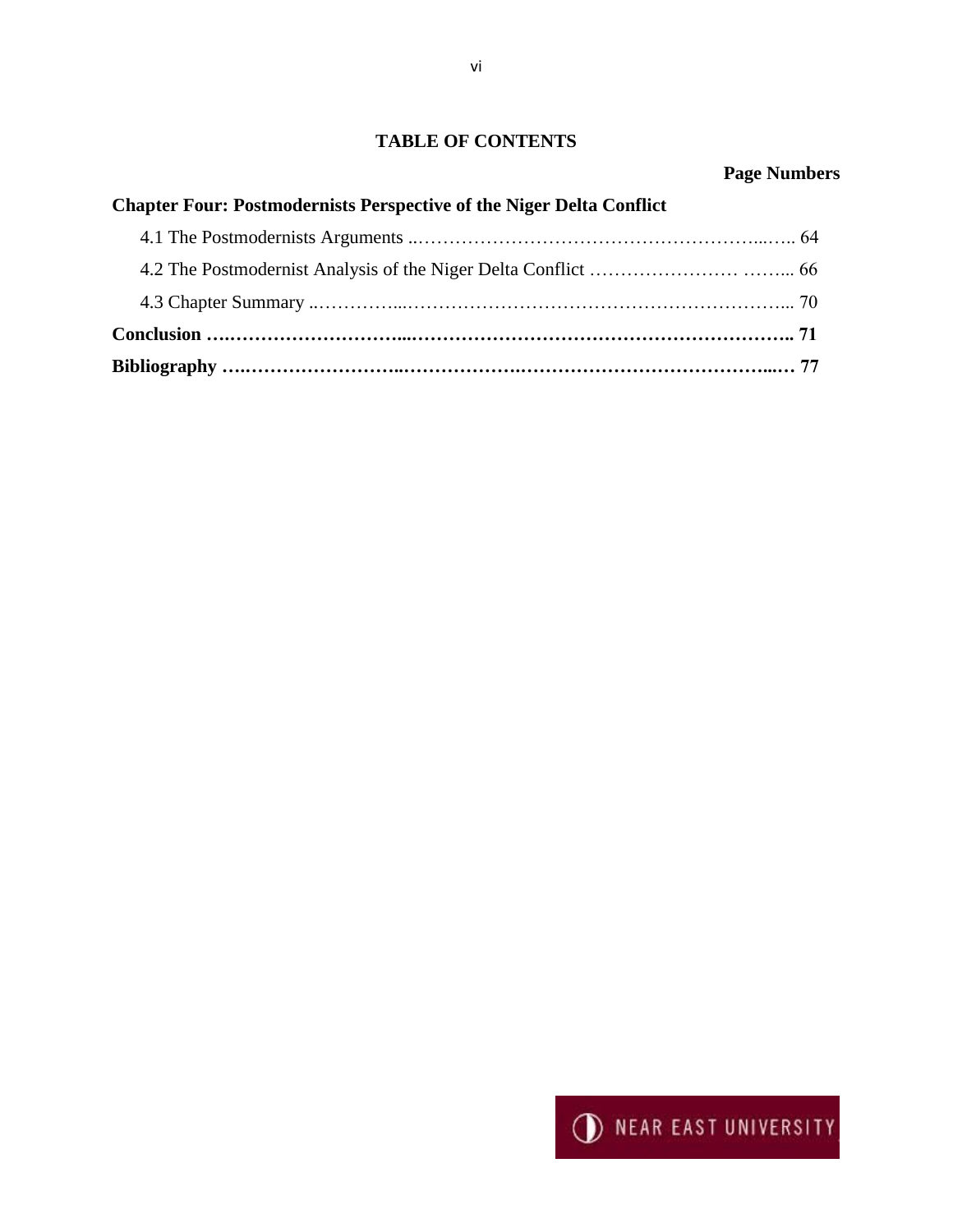**TABLE OF CONTENTS**

**Page Numbers**

**Chapter Four: Postmodernists Perspective of the Niger Delta Conflict**

4.1 The Postmodernists Arguments ..………………………………………………...….. 64

4.2 The Postmodernist Analysis of the Niger Delta Conflict …………………… ……... 66

4.3 Chapter Summary ..…………...…………………………………………………... 70

**Conclusion ….………………………...……………………………………………….. 71**

**Bibliography ….……………………..……………….…………………………………...… 77**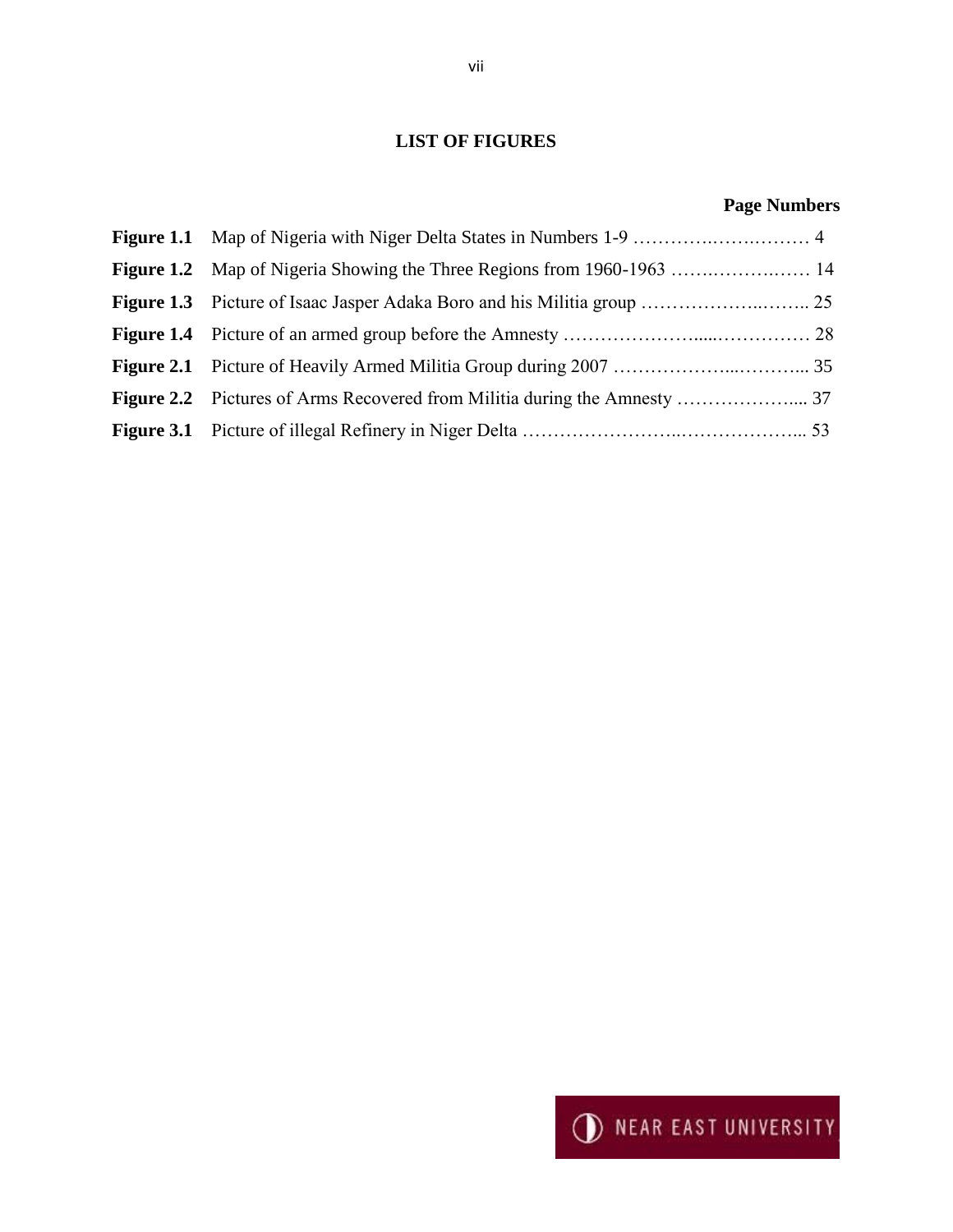# LIST OF FIGURES

**Page Numbers**

**Figure 1.1** Map of Nigeria with Niger Delta States in Numbers 1-9 ………….…….……… 4

**Figure 1.2** Map of Nigeria Showing the Three Regions from 1960-1963 …….……….…… 14

**Figure 1.3** Picture of Isaac Jasper Adaka Boro and his Militia group ………………..…….. 25

**Figure 1.4** Picture of an armed group before the Amnesty …………………....…………… 28

**Figure 2.1** Picture of Heavily Armed Militia Group during 2007 ………………...………... 35

**Figure 2.2** Pictures of Arms Recovered from Militia during the Amnesty ……….……….... 37

**Figure 3.1** Picture of illegal Refinery in Niger Delta ……………………..………………... 53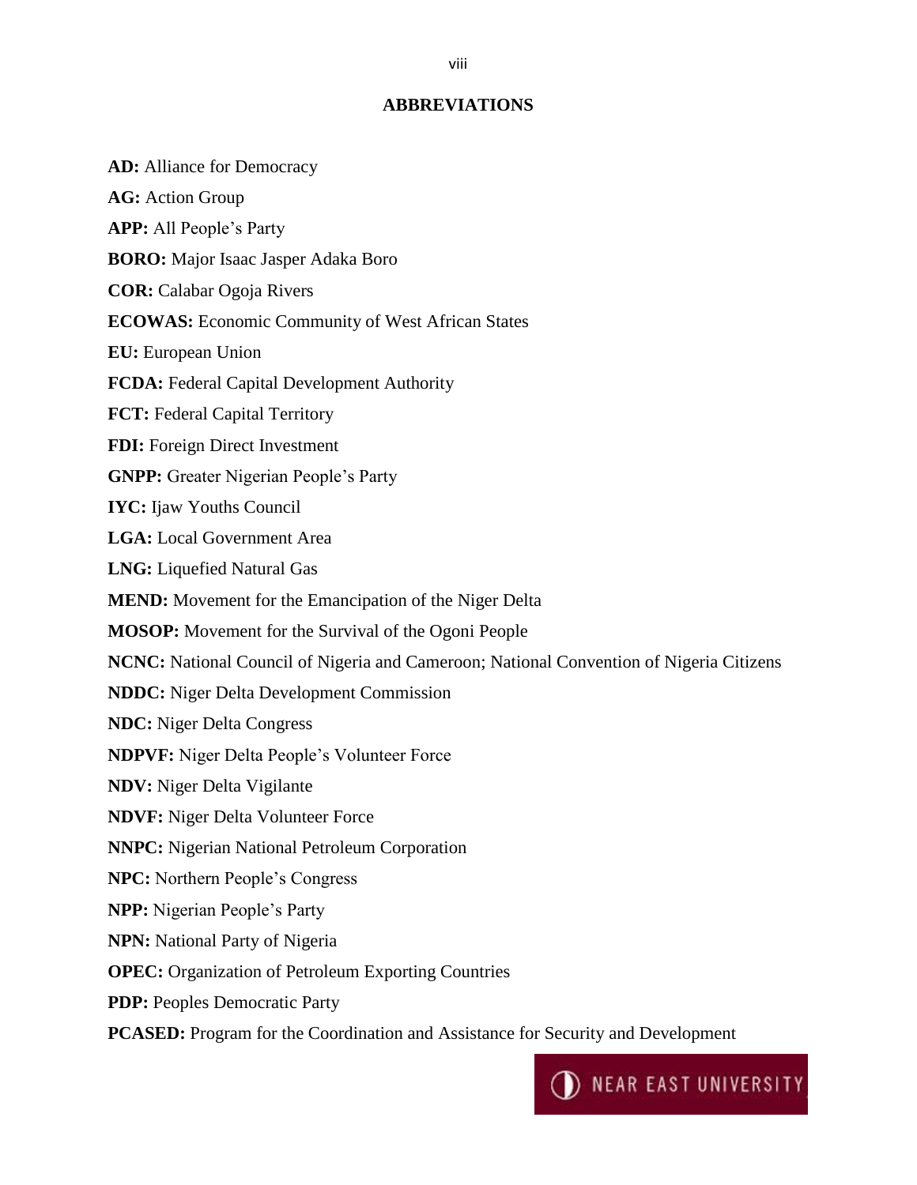## ABBREVIATIONS

**AD:** Alliance for Democracy

**AG:** Action Group

**APP:** All People's Party

**BORO:** Major Isaac Jasper Adaka Boro

**COR:** Calabar Ogoja Rivers

**ECOWAS:** Economic Community of West African States

**EU:** European Union

**FCDA:** Federal Capital Development Authority

**FCT:** Federal Capital Territory

**FDI:** Foreign Direct Investment

**GNPP:** Greater Nigerian People's Party

**IYC:** Ijaw Youths Council

**LGA:** Local Government Area

**LNG:** Liquefied Natural Gas

**MEND:** Movement for the Emancipation of the Niger Delta

**MOSOP:** Movement for the Survival of the Ogoni People

**NCNC:** National Council of Nigeria and Cameroon; National Convention of Nigeria Citizens

**NDDC:** Niger Delta Development Commission

**NDC:** Niger Delta Congress

**NDPVF:** Niger Delta People's Volunteer Force

**NDV:** Niger Delta Vigilante

**NDVF:** Niger Delta Volunteer Force

**NNPC:** Nigerian National Petroleum Corporation

**NPC:** Northern People's Congress

**NPP:** Nigerian People's Party

**NPN:** National Party of Nigeria

**OPEC:** Organization of Petroleum Exporting Countries

**PDP:** Peoples Democratic Party

**PCASED:** Program for the Coordination and Assistance for Security and Development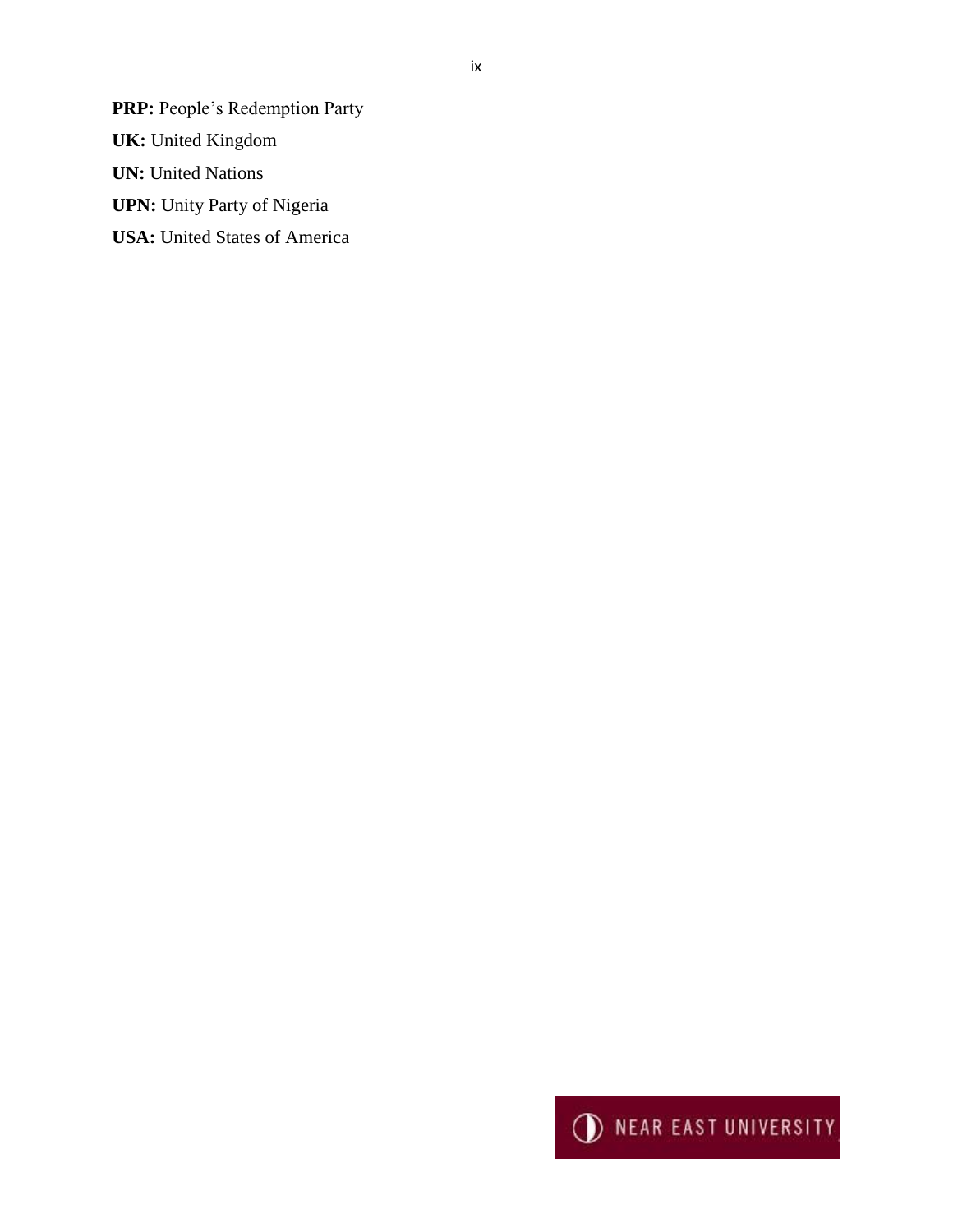**PRP:** People's Redemption Party

**UK:** United Kingdom

**UN:** United Nations

**UPN:** Unity Party of Nigeria

**USA:** United States of America